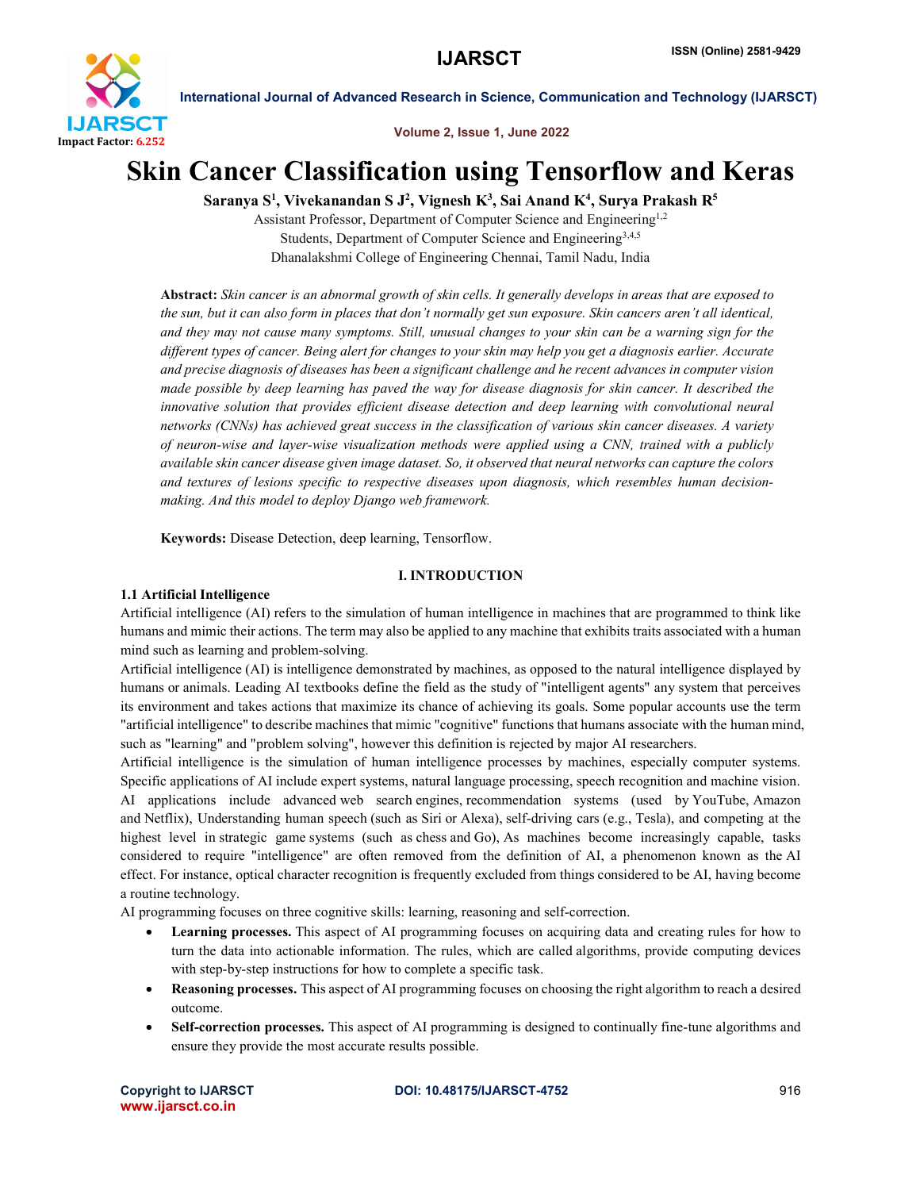# Skin Cancer Classification using Tensorflow and Keras

**Saranya S[1], Vivekanandan S J[2], Vignesh K[3], Sai Anand K[4], Surya Prakash R[5]**

Assistant Professor, Department of Computer Science and Engineering[1,2]

Students, Department of Computer Science and Engineering[3,4,5]

Dhanalakshmi College of Engineering Chennai, Tamil Nadu, India

**Abstract:** *Skin cancer is an abnormal growth of skin cells. It generally develops in areas that are exposed to the sun, but it can also form in places that don't normally get sun exposure. Skin cancers aren't all identical, and they may not cause many symptoms. Still, unusual changes to your skin can be a warning sign for the different types of cancer. Being alert for changes to your skin may help you get a diagnosis earlier. Accurate and precise diagnosis of diseases has been a significant challenge and he recent advances in computer vision made possible by deep learning has paved the way for disease diagnosis for skin cancer. It described the innovative solution that provides efficient disease detection and deep learning with convolutional neural networks (CNNs) has achieved great success in the classification of various skin cancer diseases. A variety of neuron-wise and layer-wise visualization methods were applied using a CNN, trained with a publicly available skin cancer disease given image dataset. So, it observed that neural networks can capture the colors and textures of lesions specific to respective diseases upon diagnosis, which resembles human decision-making. And this model to deploy Django web framework.*

**Keywords:** Disease Detection, deep learning, Tensorflow.

## I. INTRODUCTION

### 1.1 Artificial Intelligence

Artificial intelligence (AI) refers to the simulation of human intelligence in machines that are programmed to think like humans and mimic their actions. The term may also be applied to any machine that exhibits traits associated with a human mind such as learning and problem-solving.

Artificial intelligence (AI) is intelligence demonstrated by machines, as opposed to the natural intelligence displayed by humans or animals. Leading AI textbooks define the field as the study of "intelligent agents" any system that perceives its environment and takes actions that maximize its chance of achieving its goals. Some popular accounts use the term "artificial intelligence" to describe machines that mimic "cognitive" functions that humans associate with the human mind, such as "learning" and "problem solving", however this definition is rejected by major AI researchers.

Artificial intelligence is the simulation of human intelligence processes by machines, especially computer systems. Specific applications of AI include expert systems, natural language processing, speech recognition and machine vision. AI applications include advanced web search engines, recommendation systems (used by YouTube, Amazon and Netflix), Understanding human speech (such as Siri or Alexa), self-driving cars (e.g., Tesla), and competing at the highest level in strategic game systems (such as chess and Go), As machines become increasingly capable, tasks considered to require "intelligence" are often removed from the definition of AI, a phenomenon known as the AI effect. For instance, optical character recognition is frequently excluded from things considered to be AI, having become a routine technology.

AI programming focuses on three cognitive skills: learning, reasoning and self-correction.

- **Learning processes.** This aspect of AI programming focuses on acquiring data and creating rules for how to turn the data into actionable information. The rules, which are called algorithms, provide computing devices with step-by-step instructions for how to complete a specific task.
- **Reasoning processes.** This aspect of AI programming focuses on choosing the right algorithm to reach a desired outcome.
- **Self-correction processes.** This aspect of AI programming is designed to continually fine-tune algorithms and ensure they provide the most accurate results possible.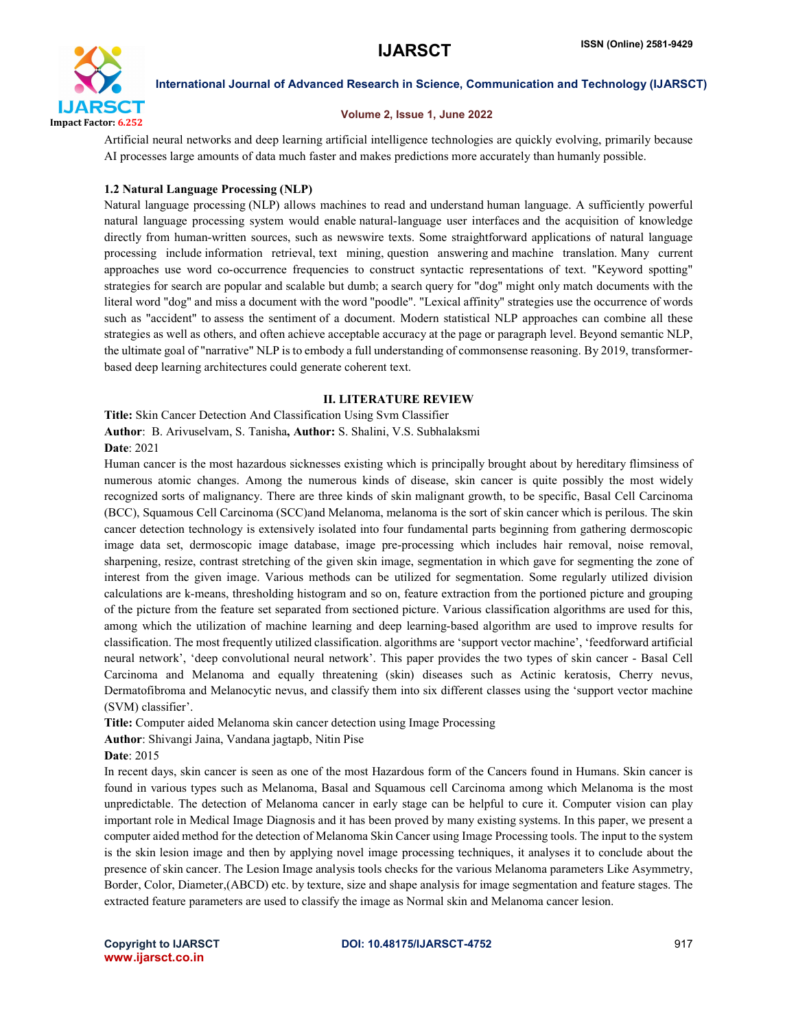Artificial neural networks and deep learning artificial intelligence technologies are quickly evolving, primarily because AI processes large amounts of data much faster and makes predictions more accurately than humanly possible.

### 1.2 Natural Language Processing (NLP)

Natural language processing (NLP) allows machines to read and understand human language. A sufficiently powerful natural language processing system would enable natural-language user interfaces and the acquisition of knowledge directly from human-written sources, such as newswire texts. Some straightforward applications of natural language processing include information retrieval, text mining, question answering and machine translation. Many current approaches use word co-occurrence frequencies to construct syntactic representations of text. "Keyword spotting" strategies for search are popular and scalable but dumb; a search query for "dog" might only match documents with the literal word "dog" and miss a document with the word "poodle". "Lexical affinity" strategies use the occurrence of words such as "accident" to assess the sentiment of a document. Modern statistical NLP approaches can combine all these strategies as well as others, and often achieve acceptable accuracy at the page or paragraph level. Beyond semantic NLP, the ultimate goal of "narrative" NLP is to embody a full understanding of commonsense reasoning. By 2019, transformer-based deep learning architectures could generate coherent text.

## II. LITERATURE REVIEW

**Title:** Skin Cancer Detection And Classification Using Svm Classifier

**Author**: B. Arivuselvam, S. Tanisha**, Author:** S. Shalini, V.S. Subhalaksmi

**Date**: 2021

Human cancer is the most hazardous sicknesses existing which is principally brought about by hereditary flimsiness of numerous atomic changes. Among the numerous kinds of disease, skin cancer is quite possibly the most widely recognized sorts of malignancy. There are three kinds of skin malignant growth, to be specific, Basal Cell Carcinoma (BCC), Squamous Cell Carcinoma (SCC)and Melanoma, melanoma is the sort of skin cancer which is perilous. The skin cancer detection technology is extensively isolated into four fundamental parts beginning from gathering dermoscopic image data set, dermoscopic image database, image pre-processing which includes hair removal, noise removal, sharpening, resize, contrast stretching of the given skin image, segmentation in which gave for segmenting the zone of interest from the given image. Various methods can be utilized for segmentation. Some regularly utilized division calculations are k-means, thresholding histogram and so on, feature extraction from the portioned picture and grouping of the picture from the feature set separated from sectioned picture. Various classification algorithms are used for this, among which the utilization of machine learning and deep learning-based algorithm are used to improve results for classification. The most frequently utilized classification. algorithms are 'support vector machine', 'feedforward artificial neural network', 'deep convolutional neural network'. This paper provides the two types of skin cancer - Basal Cell Carcinoma and Melanoma and equally threatening (skin) diseases such as Actinic keratosis, Cherry nevus, Dermatofibroma and Melanocytic nevus, and classify them into six different classes using the 'support vector machine (SVM) classifier'.

**Title:** Computer aided Melanoma skin cancer detection using Image Processing

**Author**: Shivangi Jaina, Vandana jagtapb, Nitin Pise

**Date**: 2015

In recent days, skin cancer is seen as one of the most Hazardous form of the Cancers found in Humans. Skin cancer is found in various types such as Melanoma, Basal and Squamous cell Carcinoma among which Melanoma is the most unpredictable. The detection of Melanoma cancer in early stage can be helpful to cure it. Computer vision can play important role in Medical Image Diagnosis and it has been proved by many existing systems. In this paper, we present a computer aided method for the detection of Melanoma Skin Cancer using Image Processing tools. The input to the system is the skin lesion image and then by applying novel image processing techniques, it analyses it to conclude about the presence of skin cancer. The Lesion Image analysis tools checks for the various Melanoma parameters Like Asymmetry, Border, Color, Diameter,(ABCD) etc. by texture, size and shape analysis for image segmentation and feature stages. The extracted feature parameters are used to classify the image as Normal skin and Melanoma cancer lesion.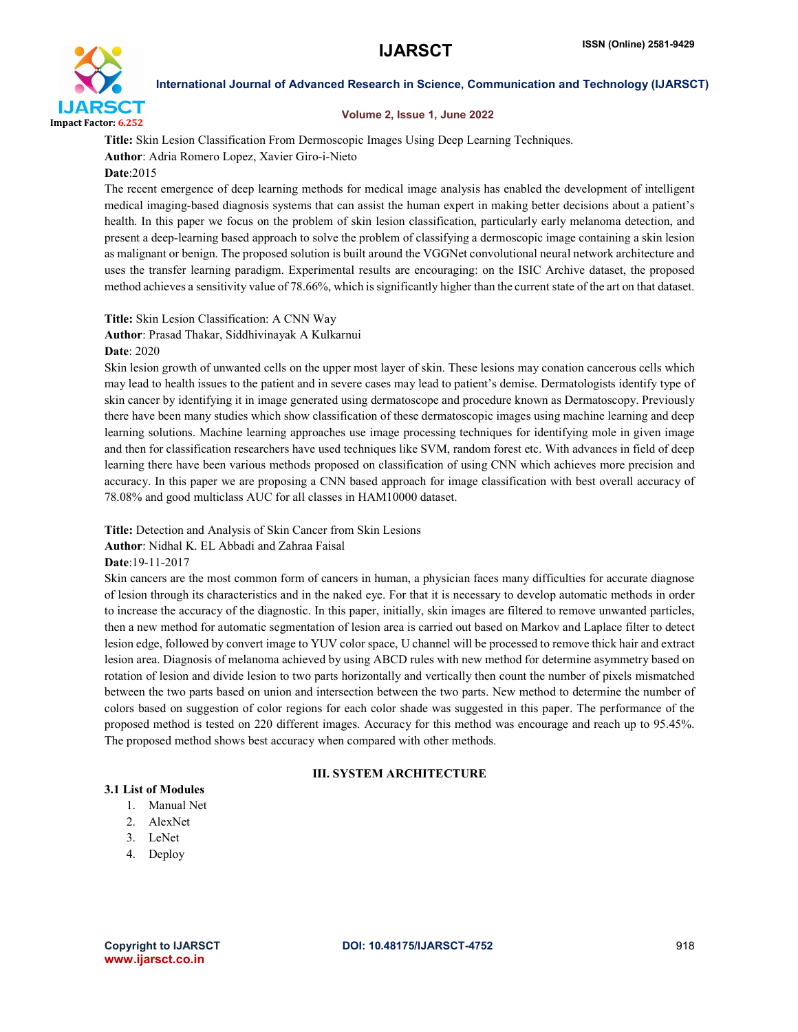**Title:** Skin Lesion Classification From Dermoscopic Images Using Deep Learning Techniques.

**Author**: Adria Romero Lopez, Xavier Giro-i-Nieto

**Date**:2015

The recent emergence of deep learning methods for medical image analysis has enabled the development of intelligent medical imaging-based diagnosis systems that can assist the human expert in making better decisions about a patient's health. In this paper we focus on the problem of skin lesion classification, particularly early melanoma detection, and present a deep-learning based approach to solve the problem of classifying a dermoscopic image containing a skin lesion as malignant or benign. The proposed solution is built around the VGGNet convolutional neural network architecture and uses the transfer learning paradigm. Experimental results are encouraging: on the ISIC Archive dataset, the proposed method achieves a sensitivity value of 78.66%, which is significantly higher than the current state of the art on that dataset.

**Title:** Skin Lesion Classification: A CNN Way

**Author**: Prasad Thakar, Siddhivinayak A Kulkarnui

**Date**: 2020

Skin lesion growth of unwanted cells on the upper most layer of skin. These lesions may conation cancerous cells which may lead to health issues to the patient and in severe cases may lead to patient's demise. Dermatologists identify type of skin cancer by identifying it in image generated using dermatoscope and procedure known as Dermatoscopy. Previously there have been many studies which show classification of these dermatoscopic images using machine learning and deep learning solutions. Machine learning approaches use image processing techniques for identifying mole in given image and then for classification researchers have used techniques like SVM, random forest etc. With advances in field of deep learning there have been various methods proposed on classification of using CNN which achieves more precision and accuracy. In this paper we are proposing a CNN based approach for image classification with best overall accuracy of 78.08% and good multiclass AUC for all classes in HAM10000 dataset.

**Title:** Detection and Analysis of Skin Cancer from Skin Lesions

**Author**: Nidhal K. EL Abbadi and Zahraa Faisal

**Date**:19-11-2017

Skin cancers are the most common form of cancers in human, a physician faces many difficulties for accurate diagnose of lesion through its characteristics and in the naked eye. For that it is necessary to develop automatic methods in order to increase the accuracy of the diagnostic. In this paper, initially, skin images are filtered to remove unwanted particles, then a new method for automatic segmentation of lesion area is carried out based on Markov and Laplace filter to detect lesion edge, followed by convert image to YUV color space, U channel will be processed to remove thick hair and extract lesion area. Diagnosis of melanoma achieved by using ABCD rules with new method for determine asymmetry based on rotation of lesion and divide lesion to two parts horizontally and vertically then count the number of pixels mismatched between the two parts based on union and intersection between the two parts. New method to determine the number of colors based on suggestion of color regions for each color shade was suggested in this paper. The performance of the proposed method is tested on 220 different images. Accuracy for this method was encourage and reach up to 95.45%. The proposed method shows best accuracy when compared with other methods.

## III. SYSTEM ARCHITECTURE

### 3.1 List of Modules

1. Manual Net
2. AlexNet
3. LeNet
4. Deploy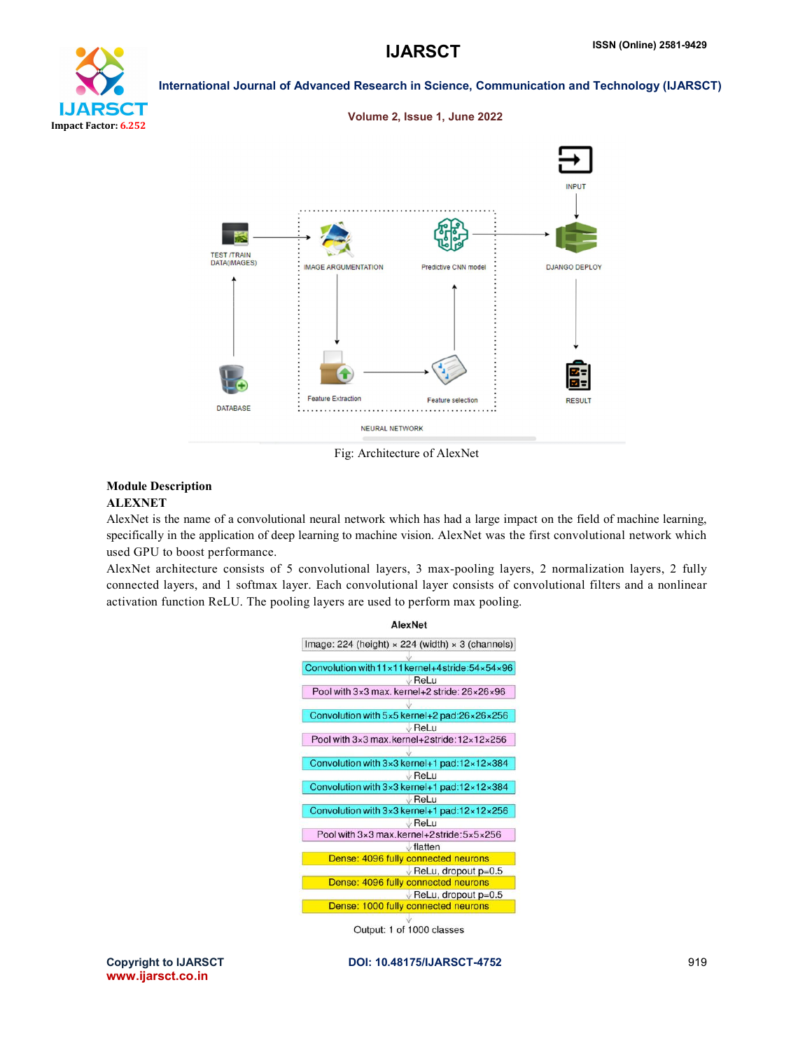Fig: Architecture of AlexNet

**Module Description**

**ALEXNET**

AlexNet is the name of a convolutional neural network which has had a large impact on the field of machine learning, specifically in the application of deep learning to machine vision. AlexNet was the first convolutional network which used GPU to boost performance.

AlexNet architecture consists of 5 convolutional layers, 3 max-pooling layers, 2 normalization layers, 2 fully connected layers, and 1 softmax layer. Each convolutional layer consists of convolutional filters and a nonlinear activation function ReLU. The pooling layers are used to perform max pooling.

**AlexNet**

| AlexNet |
| --- |
| Image: 224 (height) × 224 (width) × 3 (channels) |
| Convolution with 11×11 kernel+4 stride: 54×54×96 |
| ↓ ReLu |
| Pool with 3×3 max. kernel+2 stride: 26×26×96 |
| Convolution with 5×5 kernel+2 pad: 26×26×256 |
| ↓ ReLu |
| Pool with 3×3 max. kernel+2 stride: 12×12×256 |
| Convolution with 3×3 kernel+1 pad: 12×12×384 |
| ↓ ReLu |
| Convolution with 3×3 kernel+1 pad: 12×12×384 |
| ↓ ReLu |
| Convolution with 3×3 kernel+1 pad: 12×12×256 |
| ↓ ReLu |
| Pool with 3×3 max. kernel+2 stride: 5×5×256 |
| ↓ flatten |
| Dense: 4096 fully connected neurons |
| ↓ ReLu, dropout p=0.5 |
| Dense: 4096 fully connected neurons |
| ↓ ReLu, dropout p=0.5 |
| Dense: 1000 fully connected neurons |
| Output: 1 of 1000 classes |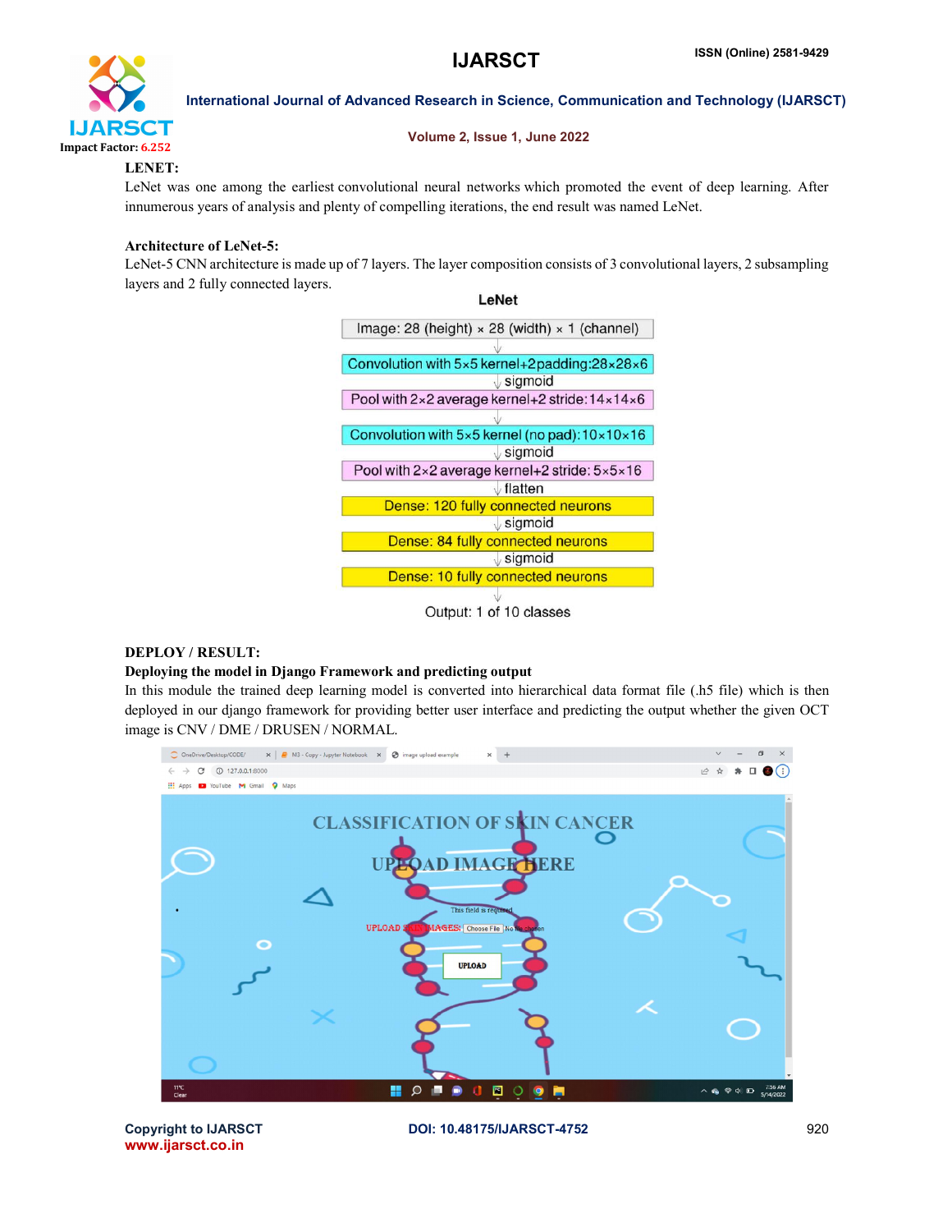**LENET:**

LeNet was one among the earliest convolutional neural networks which promoted the event of deep learning. After innumerous years of analysis and plenty of compelling iterations, the end result was named LeNet.

**Architecture of LeNet-5:**

LeNet-5 CNN architecture is made up of 7 layers. The layer composition consists of 3 convolutional layers, 2 subsampling layers and 2 fully connected layers.

LeNet

Image: 28 (height) × 28 (width) × 1 (channel)

↓

Convolution with 5×5 kernel+2padding:28×28×6

↓ sigmoid

Pool with 2×2 average kernel+2 stride:14×14×6

↓

Convolution with 5×5 kernel (no pad):10×10×16

↓ sigmoid

Pool with 2×2 average kernel+2 stride: 5×5×16

↓ flatten

Dense: 120 fully connected neurons

↓ sigmoid

Dense: 84 fully connected neurons

↓ sigmoid

Dense: 10 fully connected neurons

↓

Output: 1 of 10 classes

**DEPLOY / RESULT:**

**Deploying the model in Django Framework and predicting output**

In this module the trained deep learning model is converted into hierarchical data format file (.h5 file) which is then deployed in our django framework for providing better user interface and predicting the output whether the given OCT image is CNV / DME / DRUSEN / NORMAL.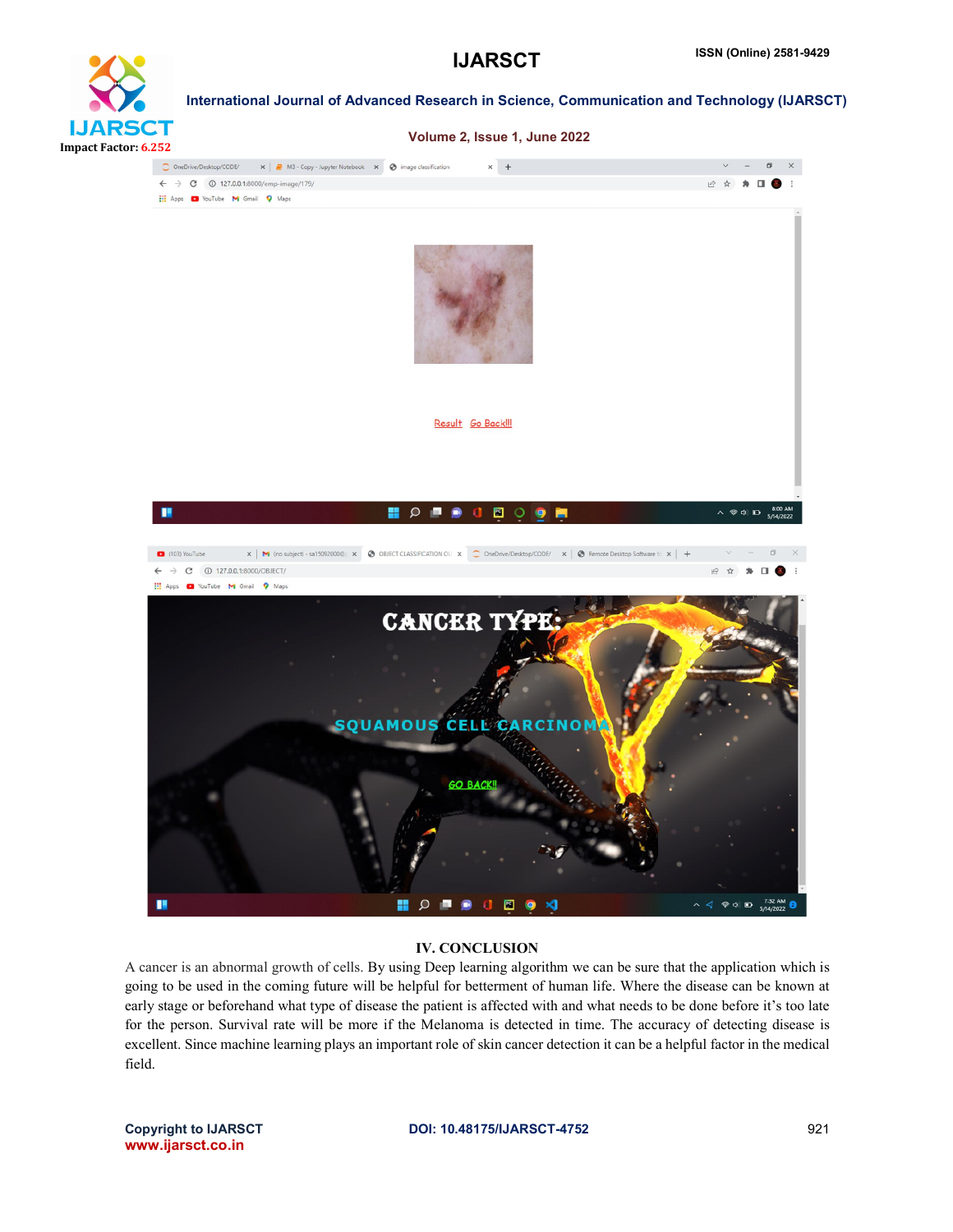## IV. CONCLUSION

A cancer is an abnormal growth of cells. By using Deep learning algorithm we can be sure that the application which is going to be used in the coming future will be helpful for betterment of human life. Where the disease can be known at early stage or beforehand what type of disease the patient is affected with and what needs to be done before it's too late for the person. Survival rate will be more if the Melanoma is detected in time. The accuracy of detecting disease is excellent. Since machine learning plays an important role of skin cancer detection it can be a helpful factor in the medical field.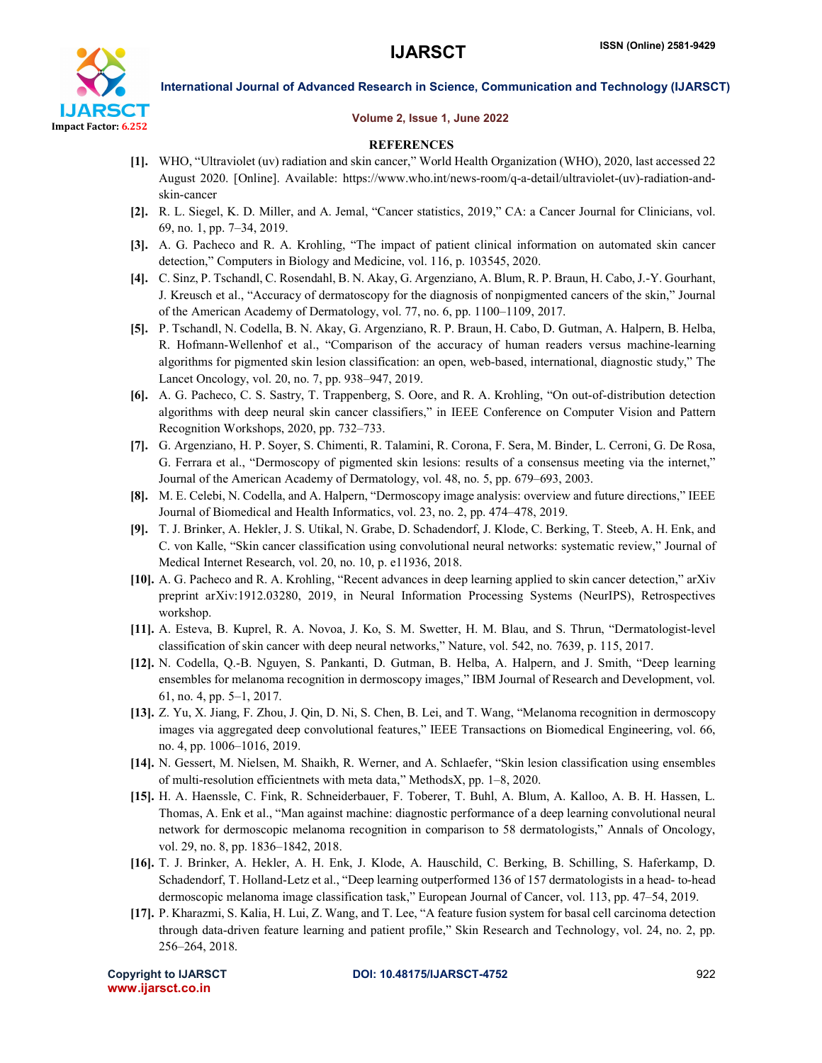## REFERENCES

[1]. WHO, "Ultraviolet (uv) radiation and skin cancer," World Health Organization (WHO), 2020, last accessed 22 August 2020. [Online]. Available: https://www.who.int/news-room/q-a-detail/ultraviolet-(uv)-radiation-and-skin-cancer

[2]. R. L. Siegel, K. D. Miller, and A. Jemal, "Cancer statistics, 2019," CA: a Cancer Journal for Clinicians, vol. 69, no. 1, pp. 7–34, 2019.

[3]. A. G. Pacheco and R. A. Krohling, "The impact of patient clinical information on automated skin cancer detection," Computers in Biology and Medicine, vol. 116, p. 103545, 2020.

[4]. C. Sinz, P. Tschandl, C. Rosendahl, B. N. Akay, G. Argenziano, A. Blum, R. P. Braun, H. Cabo, J.-Y. Gourhant, J. Kreusch et al., "Accuracy of dermatoscopy for the diagnosis of nonpigmented cancers of the skin," Journal of the American Academy of Dermatology, vol. 77, no. 6, pp. 1100–1109, 2017.

[5]. P. Tschandl, N. Codella, B. N. Akay, G. Argenziano, R. P. Braun, H. Cabo, D. Gutman, A. Halpern, B. Helba, R. Hofmann-Wellenhof et al., "Comparison of the accuracy of human readers versus machine-learning algorithms for pigmented skin lesion classification: an open, web-based, international, diagnostic study," The Lancet Oncology, vol. 20, no. 7, pp. 938–947, 2019.

[6]. A. G. Pacheco, C. S. Sastry, T. Trappenberg, S. Oore, and R. A. Krohling, "On out-of-distribution detection algorithms with deep neural skin cancer classifiers," in IEEE Conference on Computer Vision and Pattern Recognition Workshops, 2020, pp. 732–733.

[7]. G. Argenziano, H. P. Soyer, S. Chimenti, R. Talamini, R. Corona, F. Sera, M. Binder, L. Cerroni, G. De Rosa, G. Ferrara et al., "Dermoscopy of pigmented skin lesions: results of a consensus meeting via the internet," Journal of the American Academy of Dermatology, vol. 48, no. 5, pp. 679–693, 2003.

[8]. M. E. Celebi, N. Codella, and A. Halpern, "Dermoscopy image analysis: overview and future directions," IEEE Journal of Biomedical and Health Informatics, vol. 23, no. 2, pp. 474–478, 2019.

[9]. T. J. Brinker, A. Hekler, J. S. Utikal, N. Grabe, D. Schadendorf, J. Klode, C. Berking, T. Steeb, A. H. Enk, and C. von Kalle, "Skin cancer classification using convolutional neural networks: systematic review," Journal of Medical Internet Research, vol. 20, no. 10, p. e11936, 2018.

[10]. A. G. Pacheco and R. A. Krohling, "Recent advances in deep learning applied to skin cancer detection," arXiv preprint arXiv:1912.03280, 2019, in Neural Information Processing Systems (NeurIPS), Retrospectives workshop.

[11]. A. Esteva, B. Kuprel, R. A. Novoa, J. Ko, S. M. Swetter, H. M. Blau, and S. Thrun, "Dermatologist-level classification of skin cancer with deep neural networks," Nature, vol. 542, no. 7639, p. 115, 2017.

[12]. N. Codella, Q.-B. Nguyen, S. Pankanti, D. Gutman, B. Helba, A. Halpern, and J. Smith, "Deep learning ensembles for melanoma recognition in dermoscopy images," IBM Journal of Research and Development, vol. 61, no. 4, pp. 5–1, 2017.

[13]. Z. Yu, X. Jiang, F. Zhou, J. Qin, D. Ni, S. Chen, B. Lei, and T. Wang, "Melanoma recognition in dermoscopy images via aggregated deep convolutional features," IEEE Transactions on Biomedical Engineering, vol. 66, no. 4, pp. 1006–1016, 2019.

[14]. N. Gessert, M. Nielsen, M. Shaikh, R. Werner, and A. Schlaefer, "Skin lesion classification using ensembles of multi-resolution efficientnets with meta data," MethodsX, pp. 1–8, 2020.

[15]. H. A. Haenssle, C. Fink, R. Schneiderbauer, F. Toberer, T. Buhl, A. Blum, A. Kalloo, A. B. H. Hassen, L. Thomas, A. Enk et al., "Man against machine: diagnostic performance of a deep learning convolutional neural network for dermoscopic melanoma recognition in comparison to 58 dermatologists," Annals of Oncology, vol. 29, no. 8, pp. 1836–1842, 2018.

[16]. T. J. Brinker, A. Hekler, A. H. Enk, J. Klode, A. Hauschild, C. Berking, B. Schilling, S. Haferkamp, D. Schadendorf, T. Holland-Letz et al., "Deep learning outperformed 136 of 157 dermatologists in a head- to-head dermoscopic melanoma image classification task," European Journal of Cancer, vol. 113, pp. 47–54, 2019.

[17]. P. Kharazmi, S. Kalia, H. Lui, Z. Wang, and T. Lee, "A feature fusion system for basal cell carcinoma detection through data-driven feature learning and patient profile," Skin Research and Technology, vol. 24, no. 2, pp. 256–264, 2018.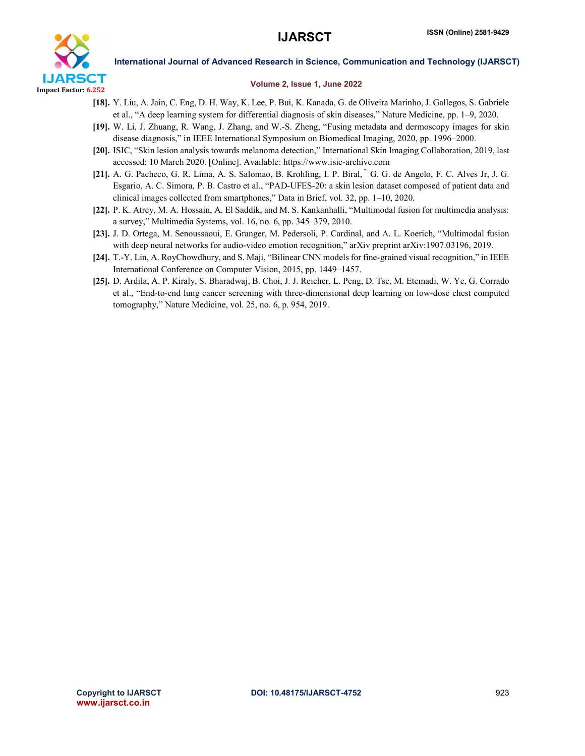[18]. Y. Liu, A. Jain, C. Eng, D. H. Way, K. Lee, P. Bui, K. Kanada, G. de Oliveira Marinho, J. Gallegos, S. Gabriele et al., "A deep learning system for differential diagnosis of skin diseases," Nature Medicine, pp. 1–9, 2020.

[19]. W. Li, J. Zhuang, R. Wang, J. Zhang, and W.-S. Zheng, "Fusing metadata and dermoscopy images for skin disease diagnosis," in IEEE International Symposium on Biomedical Imaging, 2020, pp. 1996–2000.

[20]. ISIC, "Skin lesion analysis towards melanoma detection," International Skin Imaging Collaboration, 2019, last accessed: 10 March 2020. [Online]. Available: https://www.isic-archive.com

[21]. A. G. Pacheco, G. R. Lima, A. S. Salomao, B. Krohling, I. P. Biral, ˜ G. G. de Angelo, F. C. Alves Jr, J. G. Esgario, A. C. Simora, P. B. Castro et al., "PAD-UFES-20: a skin lesion dataset composed of patient data and clinical images collected from smartphones," Data in Brief, vol. 32, pp. 1–10, 2020.

[22]. P. K. Atrey, M. A. Hossain, A. El Saddik, and M. S. Kankanhalli, "Multimodal fusion for multimedia analysis: a survey," Multimedia Systems, vol. 16, no. 6, pp. 345–379, 2010.

[23]. J. D. Ortega, M. Senoussaoui, E. Granger, M. Pedersoli, P. Cardinal, and A. L. Koerich, "Multimodal fusion with deep neural networks for audio-video emotion recognition," arXiv preprint arXiv:1907.03196, 2019.

[24]. T.-Y. Lin, A. RoyChowdhury, and S. Maji, "Bilinear CNN models for fine-grained visual recognition," in IEEE International Conference on Computer Vision, 2015, pp. 1449–1457.

[25]. D. Ardila, A. P. Kiraly, S. Bharadwaj, B. Choi, J. J. Reicher, L. Peng, D. Tse, M. Etemadi, W. Ye, G. Corrado et al., "End-to-end lung cancer screening with three-dimensional deep learning on low-dose chest computed tomography," Nature Medicine, vol. 25, no. 6, p. 954, 2019.